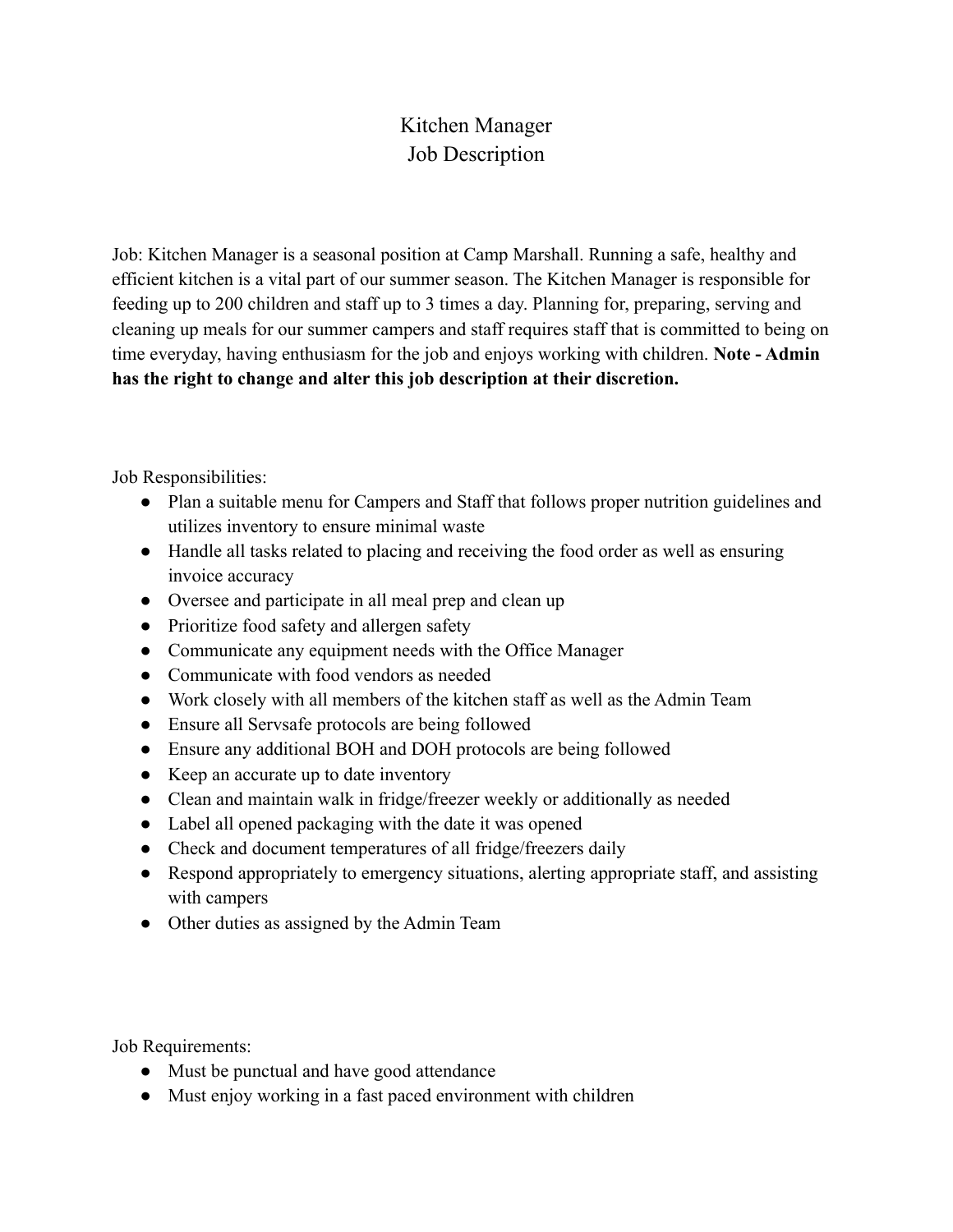# Kitchen Manager
# Job Description

Job: Kitchen Manager is a seasonal position at Camp Marshall. Running a safe, healthy and efficient kitchen is a vital part of our summer season. The Kitchen Manager is responsible for feeding up to 200 children and staff up to 3 times a day. Planning for, preparing, serving and cleaning up meals for our summer campers and staff requires staff that is committed to being on time everyday, having enthusiasm for the job and enjoys working with children. **Note - Admin has the right to change and alter this job description at their discretion.**

Job Responsibilities:

- Plan a suitable menu for Campers and Staff that follows proper nutrition guidelines and utilizes inventory to ensure minimal waste
- Handle all tasks related to placing and receiving the food order as well as ensuring invoice accuracy
- Oversee and participate in all meal prep and clean up
- Prioritize food safety and allergen safety
- Communicate any equipment needs with the Office Manager
- Communicate with food vendors as needed
- Work closely with all members of the kitchen staff as well as the Admin Team
- Ensure all Servsafe protocols are being followed
- Ensure any additional BOH and DOH protocols are being followed
- Keep an accurate up to date inventory
- Clean and maintain walk in fridge/freezer weekly or additionally as needed
- Label all opened packaging with the date it was opened
- Check and document temperatures of all fridge/freezers daily
- Respond appropriately to emergency situations, alerting appropriate staff, and assisting with campers
- Other duties as assigned by the Admin Team

Job Requirements:

- Must be punctual and have good attendance
- Must enjoy working in a fast paced environment with children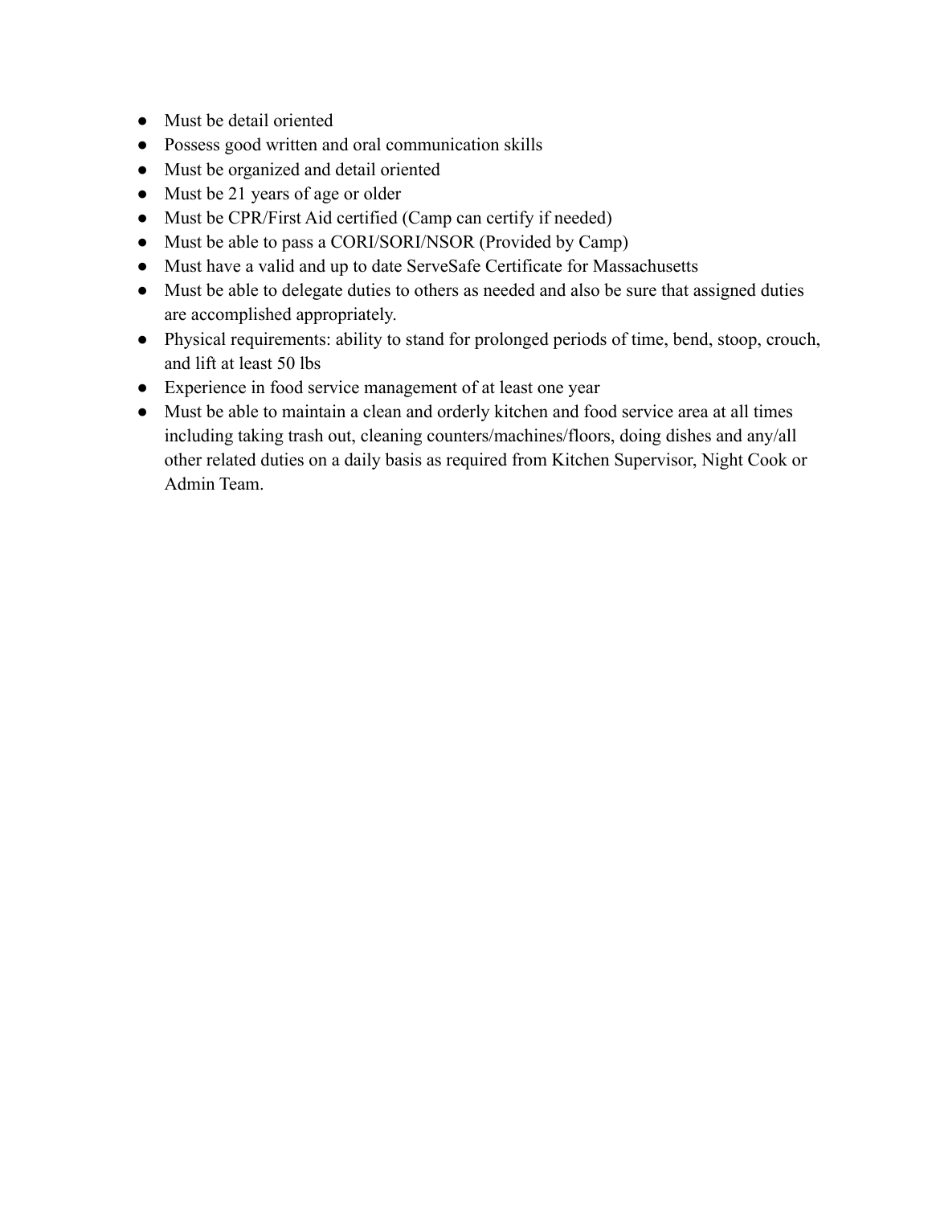- Must be detail oriented
- Possess good written and oral communication skills
- Must be organized and detail oriented
- Must be 21 years of age or older
- Must be CPR/First Aid certified (Camp can certify if needed)
- Must be able to pass a CORI/SORI/NSOR (Provided by Camp)
- Must have a valid and up to date ServeSafe Certificate for Massachusetts
- Must be able to delegate duties to others as needed and also be sure that assigned duties are accomplished appropriately.
- Physical requirements: ability to stand for prolonged periods of time, bend, stoop, crouch, and lift at least 50 lbs
- Experience in food service management of at least one year
- Must be able to maintain a clean and orderly kitchen and food service area at all times including taking trash out, cleaning counters/machines/floors, doing dishes and any/all other related duties on a daily basis as required from Kitchen Supervisor, Night Cook or Admin Team.